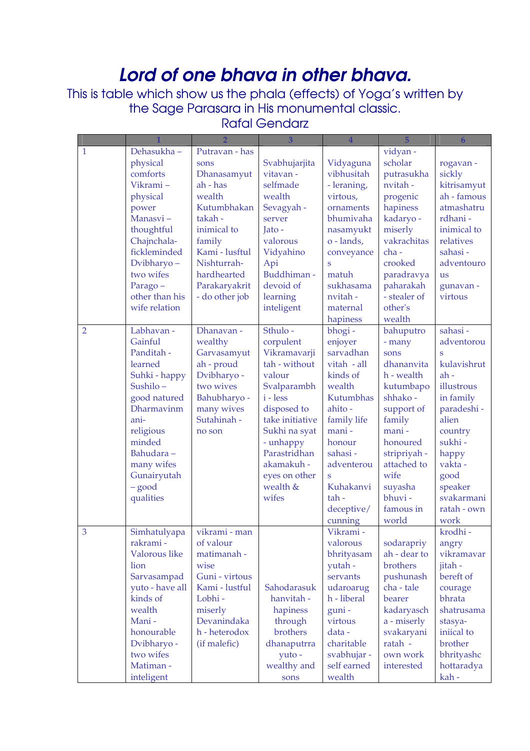# *Lord of one bhava in other bhava.*

This is table which show us the phala (effects) of Yoga's written by the Sage Parasara in His monumental classic.
Rafal Gendarz

| | 1 | 2 | 3 | 4 | 5 | 6 |
|---|---|---|---|---|---|---|
| 1 | Dehasukha – physical comforts Vikrami – physical power Manasvi – thoughtful Chajnchala- fickleminded Dvibharyo – two wifes Parago – other than his wife relation | Putravan - has sons Dhanasamyutah - has wealth Kutumbhakantakah - inimical to family Kami - lusftul Nishturrah- hardhearted Parakaryakrit - do other job | Svabhujarjita vitavan - selfmade wealth Sevagyah - server Jato - valorous Vidyahino Api Buddhiman - devoid of learning inteligent | Vidyaguna vibhusitah - leraning, virtous, ornaments bhumivahanasamyukto - lands, conveyances matuh sukhasamanvitah - maternal hapiness | vidyan - scholar putrasukhanvitah - progenic hapiness kadaryo - miserly vakrachitas cha - crooked paradravyapaharakah - stealer of other's wealth | rogavan - sickly kitrisamyutah - famous atmashatrurdhani - inimical to relatives sahasi - adventouro us gunavan - virtous |
| 2 | Labhavan - Gainful Panditah - learned Suhki - happy Sushilo – good natured Dharmavinmani- religious minded Bahudara – many wifes Gunairyutah – good qualities | Dhanavan - wealthy Garvasamyutah - proud Dvibharyo - two wives Bahubharyo - many wives Sutahinah - no son | Sthulo - corpulent Vikramavarjitah - without valour Svalparambhi - less disposed to take initiative Sukhi na syat - unhappy Parastridhanakamakuh - eyes on other wealth & wifes | bhogi - enjoyer sarvadhanvitah - all kinds of wealth Kutumbhasahito - family life mani - honour sahasi - adventerous Kuhakanvitah - deceptive/ cunning | bahuputro - many sons dhanvitah - wealth kutumbaposhhako - support of family mani - honoured stripriyah - attached to wife suyasha bhuvi - famous in world | sahasi - adventorous kulavishrutah - illustrous in family paradeshi - alien country sukhi - happy vakta - good speaker svakarmaniratah - own work |
| 3 | Simhatulyaparakrami - Valorous like lion Sarvasampadyuto - have all kinds of wealth Mani - honourable Dvibharyo - two wifes Matiman - inteligent | vikrami - man of valour matimanah - wise Guni - virtous Kami - lustful Lobhi - miserly Devanindakah - heterodox (if malefic) | Sahodarasukhanvitah - hapiness through brothers dhanaputrrayuto - wealthy and sons | Vikrami - valorous bhrityasamyutah - servants udaroarugh - liberal guni - virtous data - charitable svabhujar - self earned wealth | sodarapriyah - dear to brothers pushunashcha - tale bearer kadaryascha - miserly svakaryaniratah - own work interested | krodhi - angry vikramavarjitah - bereft of courage bhratashatrusamastasya- iniical to brother bhrityashchottaradyakah - |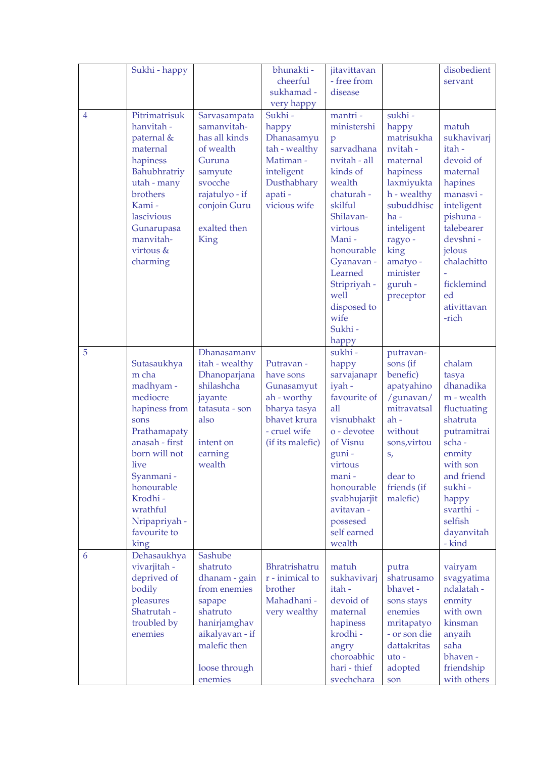|  | Sukhi - happy |  | bhunakti - cheerful sukhamad - very happy | jitavittavan - free from disease |  | disobedient servant |
|---|---|---|---|---|---|---|
| 4 | Pitrimatrisukhanvitah - paternal & maternal hapiness Bahubhratriyutah - many brothers Kami - lascivious Gunarupasamanvitah- virtous & charming | Sarvasampatasamanvitah- has all kinds of wealth Guruna samyute svocche rajatulyo - if conjoin Guru exalted then King | Sukhi - happy Dhanasamyutah - wealthy Matiman - inteligent Dusthabharyapati - vicious wife | mantri - ministership sarvadhananvitah - all kinds of wealth chaturah - skilful Shilavan- virtous Mani - honourable Gyanavan - Learned Stripriyah - well disposed to wife Sukhi - happy | sukhi - happy matrisukhanvitah - maternal happiness laxmiyuktah - wealthy subuddhischa - inteligent ragyo - king amatyo - minister guruh - preceptor | matuh sukhavivarjitah - devoid of maternal hapines manasvi - inteligent pishuna - talebearer devshni - jelous chalachitto - ficklemind ed ativittavan -rich |
| 5 | Sutasaukhyam cha madhyam - mediocre hapiness from sons Prathamapatyanasah - first born will not live Syanmani - honourable Krodhi - wrathful Nripapriyah - favourite to king | Dhanasamanvitah - wealthy Dhanoparjanashilashcha jayante tatasuta - son also intent on earning wealth | Putravan - have sons Gunasamyutah - worthy bharya tasya bhavet krura - cruel wife (if its malefic) | sukhi - happy sarvajanapriyah - favourite of all visnubhakto - devotee of Visnu guni - virtous mani - honourable svabhujarjitavitavan - possesed self earned wealth | putravan- sons (if benefic) apatyahino/gunavan/mitravatsalah - without sons,virtous, dear to friends (if malefic) | chalam tasya dhanadikam - wealth fluctuating shatruta putramitraischa - enmity with son and friend sukhi - happy svarthi - selfish dayanvitah - kind |
| 6 | Dehasaukhyavivarjitah - deprived of bodily pleasures Shatrutah - troubled by enemies | Sashube shatruto dhanam - gain from enemies sapape shatruto hanirjamghavaikalyavan - if malefic then loose through enemies | Bhratrishatrur - inimical to brother Mahadhani - very wealthy | matuh sukhavivarjitah - devoid of maternal hapiness krodhi - angry choroabhichari - thief svechchara | putra shatrusamo bhavet - sons stays enemies mritapatyo - or son die dattakritasuto - adopted son | vairyam svagyatimandalatah - enmity with own kinsman anyaih saha bhaven - friendship with others |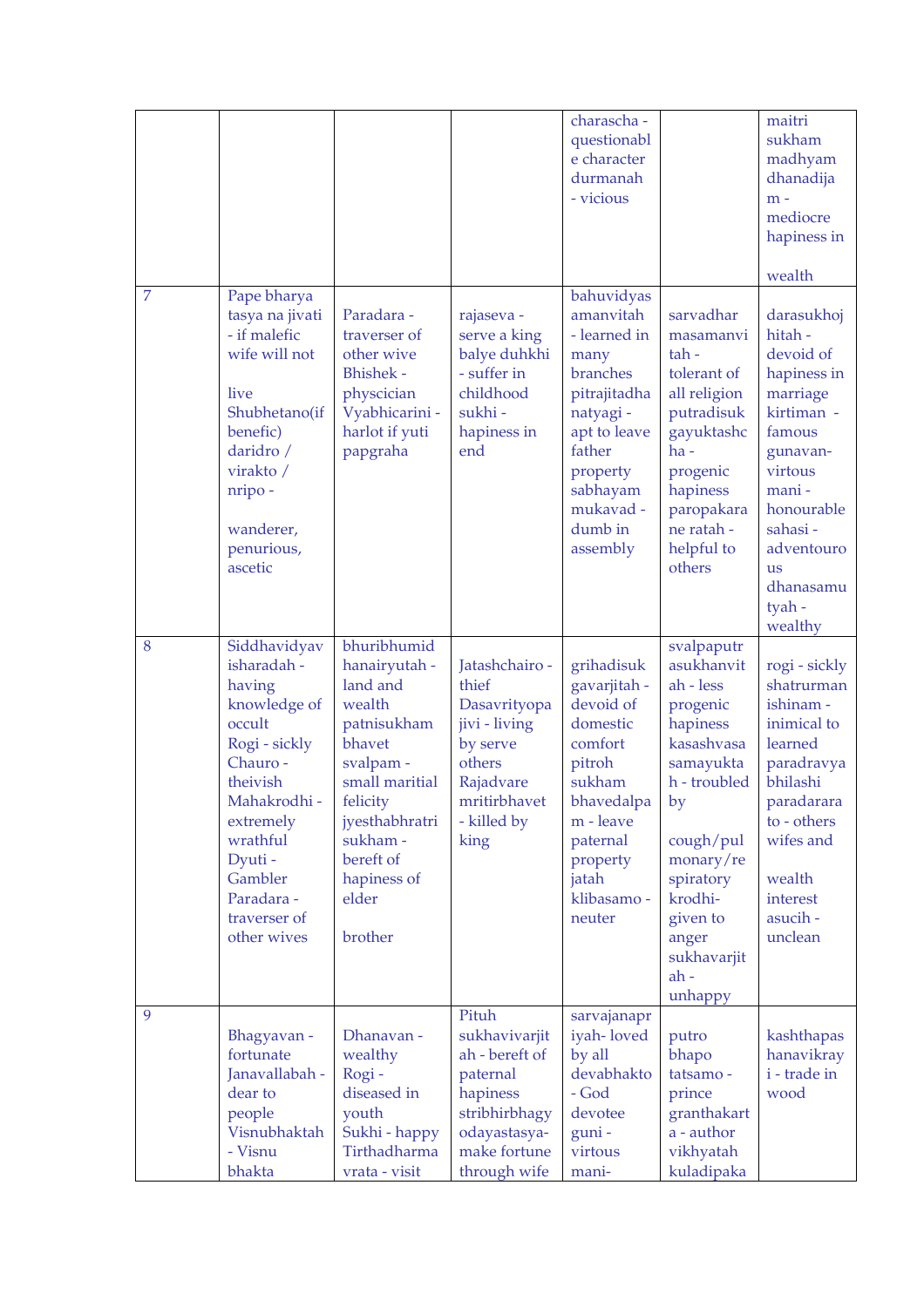| | | | | | | |
|---|---|---|---|---|---|---|
| | | | | charascha - questionable character durmanah - vicious | | maitri sukham madhyam dhanadijam - mediocre hapiness in wealth |
| 7 | Pape bharya tasya na jivati - if malefic wife will not live Shubhetano(if benefic) daridro / virakto / nripo - wanderer, penurious, ascetic | Paradara - traverser of other wive Bhishek - physcician Vyabhicarini - harlot if yuti papgraha | rajaseva - serve a king balye duhkhi - suffer in childhood sukhi - hapiness in end | bahuvidyas amanvitah - learned in many branches pitrajitadha natyagi - apt to leave father property sabhayam mukavad - dumb in assembly | sarvadhar masamanvi tah - tolerant of all religion putradisuk gayuktashc ha - progenic hapiness paropakara ne ratah - helpful to others | darasukhoj hitah - devoid of hapiness in marriage kirtiman - famous gunavan- virtous mani - honourable sahasi - adventourous dhanasamu tyah - wealthy |
| 8 | Siddhavidyav isharadah - having knowledge of occult Rogi - sickly Chauro - theivish Mahakrodhi - extremely wrathful Dyuti - Gambler Paradara - traverser of other wives | bhuribhumid hanairyutah - land and wealth patnisukham bhavet svalpam - small maritial felicity jyesthabhratri sukham - bereft of hapiness of elder brother | Jatashchairo - thief Dasavrityopa jivi - living by serve others Rajadvare mritirbhavet - killed by king | grihadisuk gavarjitah - devoid of domestic comfort pitroh sukham bhavedalpa m - leave paternal property jatah klibasamo - neuter | svalpaputr asukhanvit ah - less progenic hapiness kasashvasa samayukta h - troubled by cough/pul monary/re spiratory krodhi- given to anger sukhavarjit ah - unhappy | rogi - sickly shatrurman ishinam - inimical to learned paradravya bhilashi paradarara to - others wifes and wealth interest asucih - unclean |
| 9 | Bhagyavan - fortunate Janavallabah - dear to people Visnubhaktah - Visnu bhakta | Dhanavan - wealthy Rogi - diseased in youth Sukhi - happy Tirthadharma vrata - visit | Pituh sukhavivarjit ah - bereft of paternal hapiness stribhirbhagy odayastasya- make fortune through wife | sarvajanapr iyah- loved by all devabhakto - God devotee guni - virtous mani- | putro bhapo tatsamo - prince granthakart a - author vikhyatah kuladipaka | kashthapas hanavikray i - trade in wood |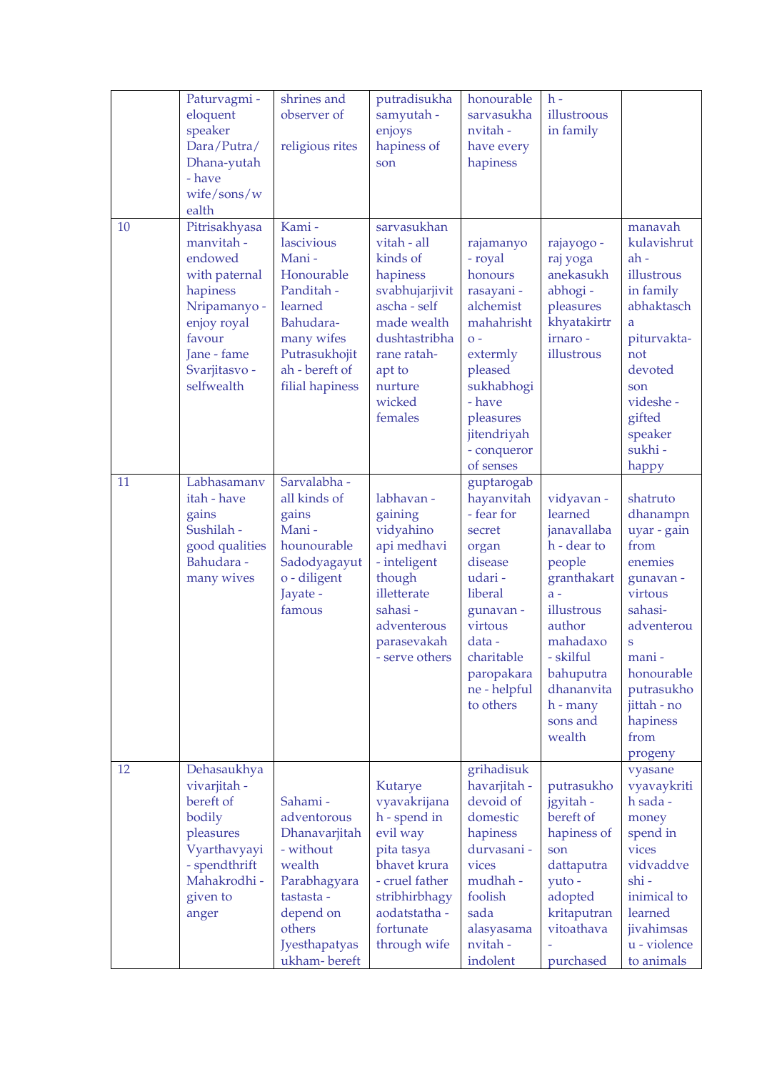| | | | | | | |
|---|---|---|---|---|---|---|
| | Paturvagmi - eloquent speaker Dara/Putra/ Dhana-yutah - have wife/sons/wealth | shrines and observer of religious rites | putradisukha samyutah - enjoys hapiness of son | honourable sarvasukha nvitah - have every hapiness | h - illustrous in family | |
| 10 | Pitrisakhyasa manvitah - endowed with paternal hapiness Nripamanyo - enjoy royal favour Jane - fame Svarjitasvo - selfwealth | Kami - lascivious Mani - Honourable Panditah - learned Bahudara- many wifes Putrasukhojitah - bereft of filial hapiness | sarvasukhan vitah - all kinds of hapiness svabhujarjivit ascha - self made wealth dushtastribha rane ratah- apt to nurture wicked females | rajamanyo - royal honours rasayani - alchemist mahahrishto - extermly pleased sukhabhogi - have pleasures jitendriyah - conqueror of senses | rajayogo - raj yoga anekasukh abhogi - pleasures khyatakirtr irnaro - illustrous | manavah kulavishrut ah - illustrous in family abhaktascha piturvakta- not devoted son videshe - gifted speaker sukhi - happy |
| 11 | Labhasamanv itah - have gains Sushilah - good qualities Bahudara - many wives | Sarvalabha - all kinds of gains Mani - hounourable Sadodyagayuto - diligent Jayate - famous | labhavan - gaining vidyahino api medhavi - inteligent though illetterate sahasi - adventerous parasevakah - serve others | guptarogab hayanvitah - fear for secret organ disease udari - liberal gunavan - virtous data - charitable paropakarane - helpful to others | vidyavan - learned janavallabah - dear to people granthakarta - illustrous author mahadaxo - skilful bahuputra dhananvitah - many sons and wealth | shatruto dhanampnuyar - gain from enemies gunavan - virtous sahasi- adventerous mani - honourable putrasukhojittah - no hapiness from progeny |
| 12 | Dehasaukhya vivarjitah - bereft of bodily pleasures Vyarthavyayi - spendthrift Mahakrodhi - given to anger | Sahami - adventorous Dhanavarjitah - without wealth Parabhagyaratastasta - depend on others Jyesthapatyasukham- bereft | Kutarye vyavakrijanah - spend in evil way pita tasya bhavet krura - cruel father stribhirbhagyaodatstatha - fortunate through wife | grihadisukhavarjitah - devoid of domestic hapiness durvasani - vices mudhah - foolish sada alasyasamanvitah - indolent | putrasukhojgyitah - bereft of hapiness of son dattaputrayuto - adopted kritaputranvitoathava - purchased | vyasane vyavaykritih sada - money spend in vices vidvaddveshi - inimical to learned jivahimsasu - violence to animals |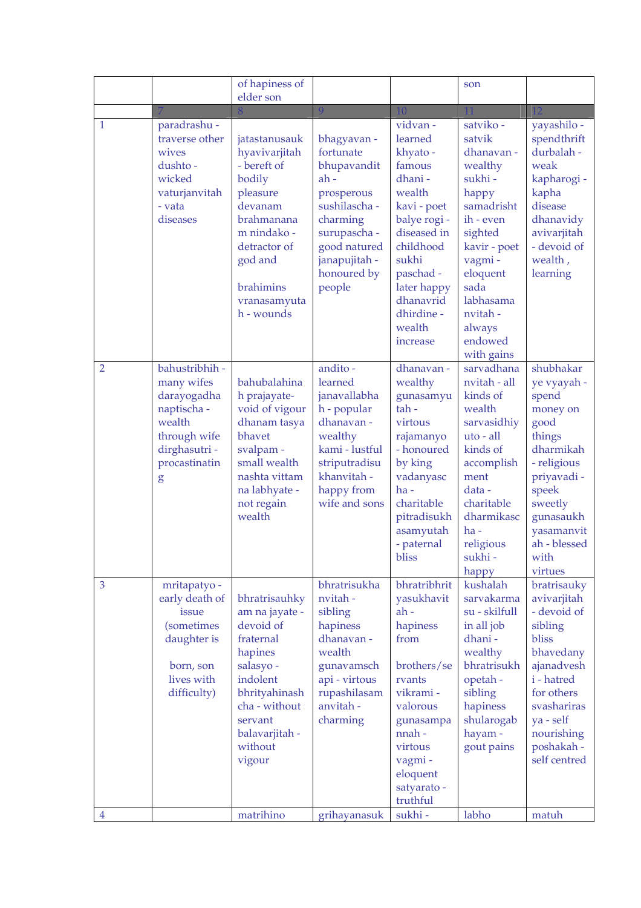| | | of hapiness of elder son | | | son | |
|---|---|---|---|---|---|---|
| | 7 | 8 | 9 | 10 | 11 | 12 |
| 1 | paradrashu - traverse other wives dushto - wicked vaturjanvitah - vata diseases | jatastanusaukhyavivarjitah - bereft of bodily pleasure devanam brahmananam nindako - detractor of god and brahimins vranasamyutah - wounds | bhagyavan - fortunate bhupavanditah - prosperous sushilascha - charming surupascha - good natured janapujitah - honoured by people | vidvan - learned khyato - famous dhani - wealth kavi - poet balye rogi - diseased in childhood sukhi paschad - later happy dhanavriddhirdine - wealth increase | satviko - satvik dhanavan - wealthy sukhi - happy samadrishtih - even sighted kavir - poet vagmi - eloquent sada labhasamanvitah - always endowed with gains | yayashilo - spendthrift durbalah - weak kapharogi - kapha disease dhanavidyavivarjitah - devoid of wealth , learning |
| 2 | bahustribhih - many wifes darayogadhanaptischa - wealth through wife dirghasutri - procastinating | bahubalahinah prajayate- void of vigour dhanam tasya bhavet svalpam - small wealth nashta vittam na labhyate - not regain wealth | andito - learned janavallabhah - popular dhanavan - wealthy kami - lustful striputradisukhanvitah - happy from wife and sons | dhanavan - wealthy gunasamyutah - virtous rajamanyo - honoured by king vadanyascha - charitable pitradisukhasamyutah - paternal bliss | sarvadhananvitah - all kinds of wealth sarvasidhiyuto - all kinds of accomplishment data - charitable dharmikascha - religious sukhi - happy | shubhakarye vyayah - spend money on good things dharmikah - religious priyavadi - speek sweetly gunasaukhyasamanvitah - blessed with virtues |
| 3 | mritapatyo - early death of issue (sometimes daughter is born, son lives with difficulty) | bhratrisauhkyam na jayate - devoid of fraternal hapines salasyo - indolent bhrityahinashcha - without servant balavarjitah - without vigour | bhratrisukhanvitah - sibling hapiness dhanavan - wealth gunavamschapi - virtous rupashilasamanvitah - charming | bhratribhrityasukhavitah - hapiness from brothers/servants vikrami - valorous gunasampannah - virtous vagmi - eloquent satyarato - truthful | kushalah sarvakarmasu - skilfull in all job dhani - wealthy bhratrisukhopetah - sibling hapiness shularogabhayam - gout pains | bratrisaukyavivarjitah - devoid of sibling bliss bhavedanyajanadveshi - hatred for others svashariraspya - self nourishing poshakah - self centred |
| 4 | | matrihino | grihayanasuk | sukhi - | labho | matuh |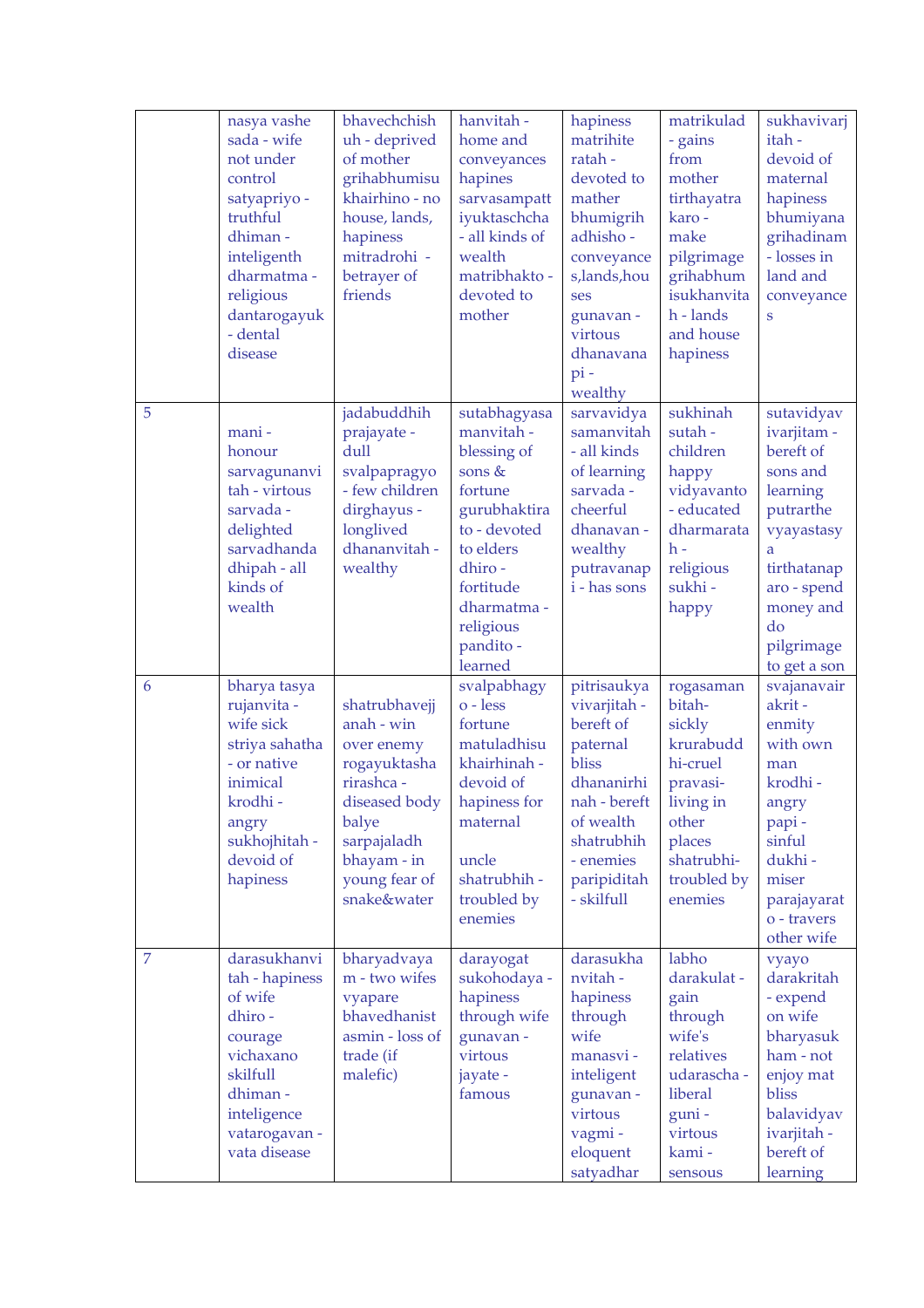| | | | | | | |
|---|---|---|---|---|---|---|
| | nasya vashe sada - wife not under control satyapriyo - truthful dhiman - inteligenth dharmatma - religious dantarogayuk - dental disease | bhavechchish uh - deprived of mother grihabhumisu khairhino - no house, lands, hapiness mitradrohi - betrayer of friends | hanvitah - home and conveyances hapines sarvasampatt iyuktaschcha - all kinds of wealth matribhakto - devoted to mother | hapiness matrihite ratah - devoted to mather bhumigrih adhisho - conveyance s,lands,hou ses gunavan - virtous dhanavana pi - wealthy | matrikulad - gains from mother tirthayatra karo - make pilgrimage grihabhum isukhanvita h - lands and house hapiness | sukhavivarj itah - devoid of maternal hapiness bhumiyana grihadinam - losses in land and conveyance s |
| 5 | mani - honour sarvagunanvi tah - virtous sarvada - delighted sarvadhanda dhipah - all kinds of wealth | jadabuddhih prajayate - dull svalpapragyo - few children dirghayus - longlived dhananvitah - wealthy | sutabhagyasa manvitah - blessing of sons & fortune gurubhaktira to - devoted to elders dhiro - fortitude dharmatma - religious pandito - learned | sarvavidya samanvitah - all kinds of learning sarvada - cheerful dhanavan - wealthy putravanap i - has sons | sukhinah sutah - children happy vidyavanto - educated dharmarata h - religious sukhi - happy | sutavidyav ivarjitam - bereft of sons and learning putrarthe vyayastasy a tirthatanap aro - spend money and do pilgrimage to get a son |
| 6 | bharya tasya rujanvita - wife sick striya sahatha - or native inimical krodhi - angry sukhojhitah - devoid of hapiness | shatrubhavejj anah - win over enemy rogayuktasha rirashca - diseased body balye sarpajaladh bhayam - in young fear of snake&water | svalpabhagy o - less fortune matuladhisu khairhinah - devoid of hapiness for maternal uncle shatrubhih - troubled by enemies | pitrisaukya vivarjitah - bereft of paternal bliss dhananirhi nah - bereft of wealth shatrubhih - enemies paripiditah - skilfull | rogasaman bitah- sickly krurabudd hi-cruel pravasi- living in other places shatrubhi- troubled by enemies | svajanavair akrit - enmity with own man krodhi - angry papi - sinful dukhi - miser parajayarat o - travers other wife |
| 7 | darasukhanvi tah - hapiness of wife dhiro - courage vichaxano skilfull dhiman - inteligence vatarogavan - vata disease | bharyadvaya m - two wifes vyapare bhavedhanist asmin - loss of trade (if malefic) | darayogat sukohodaya - hapiness through wife gunavan - virtous jayate - famous | darasukha nvitah - hapiness through wife manasvi - inteligent gunavan - virtous vagmi - eloquent satyadhar | labho darakulat - gain through wife's relatives udarascha - liberal guni - virtous kami - sensous | vyayo darakritah - expend on wife bharyasuk ham - not enjoy mat bliss balavidyav ivarjitah - bereft of learning |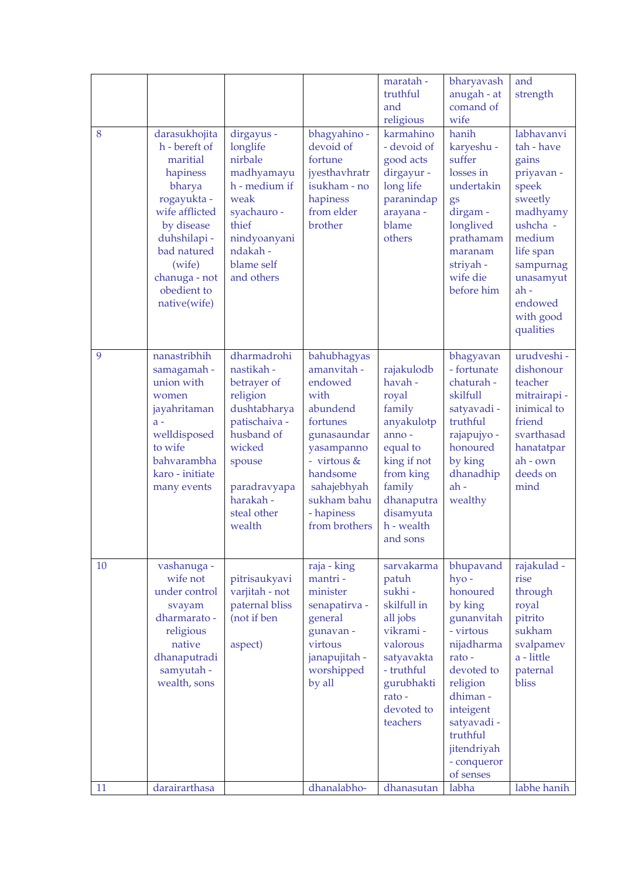|  |  |  |  |  |  |  |
|---|---|---|---|---|---|---|
|  |  |  |  | maratah - truthful and religious | bharyavash anugah - at comand of wife | and strength |
| 8 | darasukhojitah - bereft of maritial hapiness bharya rogayukta - wife afflicted by disease duhshilapi - bad natured (wife) chanuga - not obedient to native(wife) | dirgayus - longlife nirbale madhyamayuh - medium if weak syachauro - thief nindyoanyanindakah - blame self and others | bhagyahino - devoid of fortune jyesthavhratrisukham - no hapiness from elder brother | karmahino - devoid of good acts dirgayur - long life paranindaparayana - blame others | hanih karyeshu - suffer losses in undertakings dirgam - longlived prathamam maranam striyah - wife die before him | labhavanvitah - have gains priyavan - speek sweetly madhyamyushcha - medium life span sampurnagunasamyutah - endowed with good qualities |
| 9 | nanastribhih samagamah - union with women jayahritamana - welldisposed to wife bahvarambhakaro - initiate many events | dharmadrohi nastikah - betrayer of religion dushtabharya patischaiva - husband of wicked spouse paradravyapaharakah - steal other wealth | bahubhagyas amanvitah - endowed with abundend fortunes gunasaundaryasampanno - virtous & handsome sahajebhyah sukham bahu - hapiness from brothers | rajakulodbhavah - royal family anyakulotpanno - equal to king if not from king family dhanaputradisamyutah - wealth and sons | bhagyavan - fortunate chaturah - skilfull satyavadi - truthful rajapujyo - honoured by king dhanadhipah - wealthy | urudveshi - dishonour teacher mitrairapi - inimical to friend svarthasadhanatatparah - own deeds on mind |
| 10 | vashanuga - wife not under control svayam dharmarato - religious native dhanaputradisamyutah - wealth, sons | pitrisaukyavivarjitah - not paternal bliss (not if ben aspect) | raja - king mantri - minister senapatirva - general gunavan - virtous janapujitah - worshipped by all | sarvakarmapatuh sukhi - skilfull in all jobs vikrami - valorous satyavakta - truthful gurubhaktirato - devoted to teachers | bhupavandhyo - honoured by king gunanvitah - virtous nijadharmarato - devoted to religion dhiman - inteigent satyavadi - truthful jitendriyah - conqueror of senses | rajakulad - rise through royal pitrito sukham svalpameva - little paternal bliss |
| 11 | darairarthasa |  | dhanalabho- | dhanasutan | labha | labhe hanih |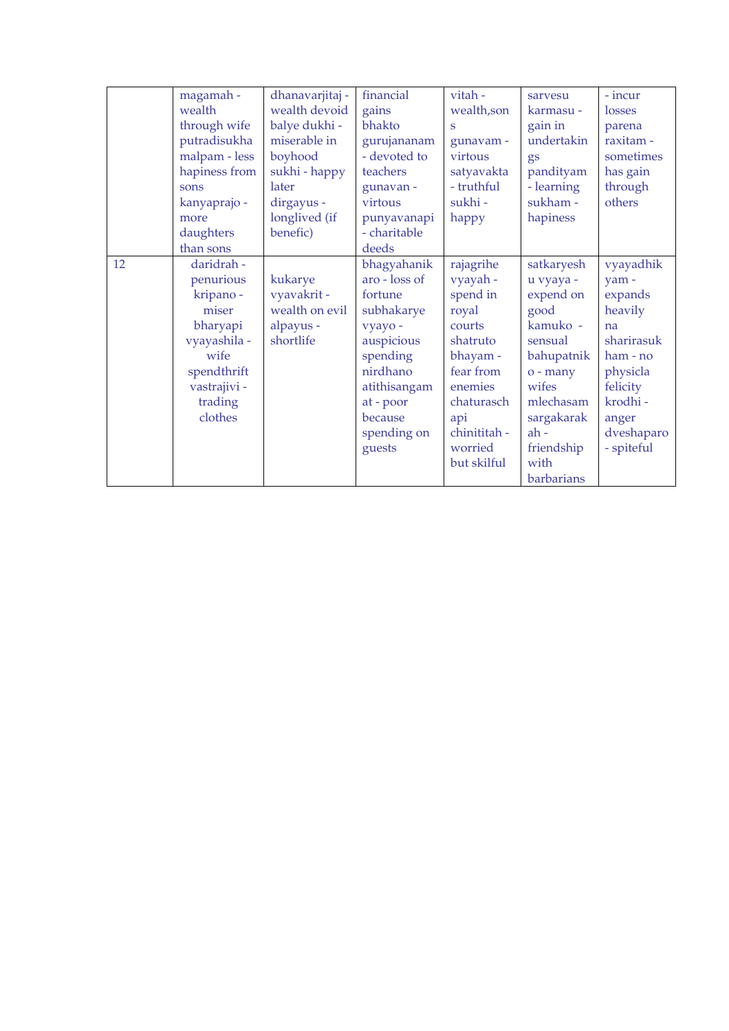| | | | | | | |
|---|---|---|---|---|---|---|
| | magamah - wealth through wife putradisukha malpam - less hapiness from sons kanyaprajo - more daughters than sons | dhanavarjitaj - wealth devoid balye dukhi - miserable in boyhood sukhi - happy later dirgayus - longlived (if benefic) | financial gains bhakto gurujananam - devoted to teachers gunavan - virtous punyavanapi - charitable deeds | vitah - wealth,sons gunavam - virtous satyavakta - truthful sukhi - happy | sarvesu karmasu - gain in undertakings panditvam - learning sukham - hapiness | - incur losses parena raxitam - sometimes has gain through others |
| 12 | daridrah - penurious kripano - miser bharyapi vyayashila - wife spendthrift vastrajivi - trading clothes | kukarye vyavakrit - wealth on evil alpayus - shortlife | bhagyahanikaro - loss of fortune subhakarye vyayo - auspicious spending nirdhano atithisangamat - poor because spending on guests | rajagrihe vyayah - spend in royal courts shatruto bhayam - fear from enemies chaturasch api chinititah - worried but skilful | satkaryeshu vyaya - expend on good kamuko - sensual bahupatniko - many wifes mlechasamsargakarakah - friendship with barbarians | vyayadhikyam - expands heavily na sharirasukham - no physicla felicity krodhi - anger dveshaparo - spiteful |